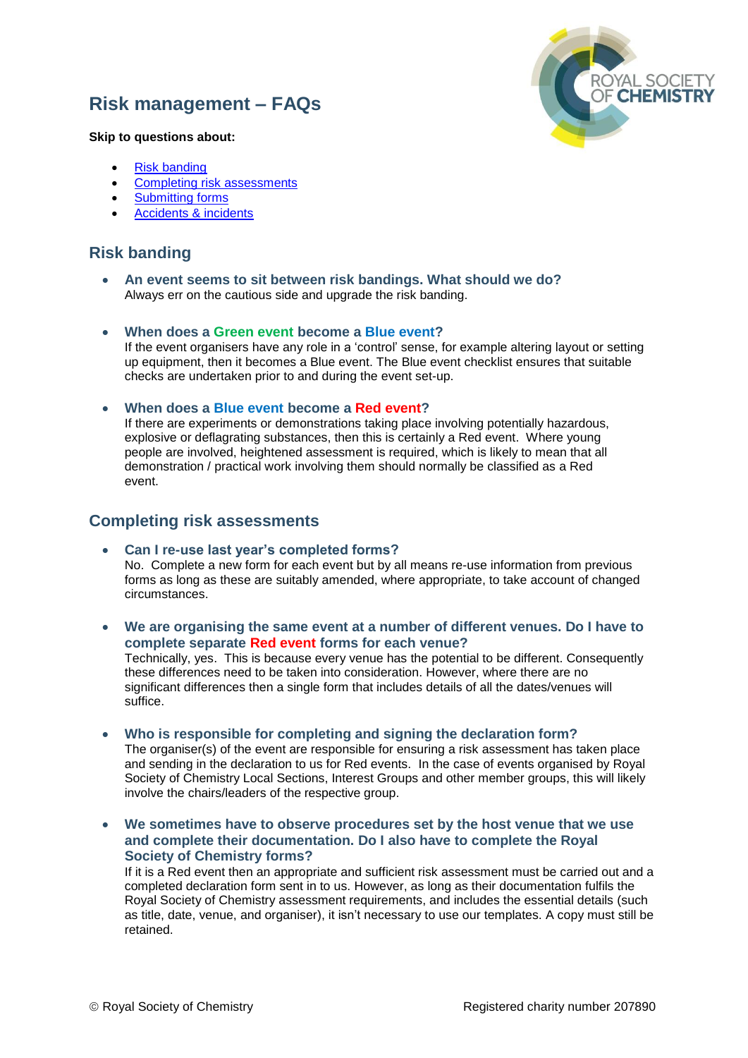# Risk management – FAQs

**Skip to questions about:**

- Risk banding
- Completing risk assessments
- Submitting forms
- Accidents & incidents

## Risk banding

- **An event seems to sit between risk bandings. What should we do?**
  Always err on the cautious side and upgrade the risk banding.

- **When does a Green event become a Blue event?**
  If the event organisers have any role in a 'control' sense, for example altering layout or setting up equipment, then it becomes a Blue event. The Blue event checklist ensures that suitable checks are undertaken prior to and during the event set-up.

- **When does a Blue event become a Red event?**
  If there are experiments or demonstrations taking place involving potentially hazardous, explosive or deflagrating substances, then this is certainly a Red event. Where young people are involved, heightened assessment is required, which is likely to mean that all demonstration / practical work involving them should normally be classified as a Red event.

## Completing risk assessments

- **Can I re-use last year's completed forms?**
  No. Complete a new form for each event but by all means re-use information from previous forms as long as these are suitably amended, where appropriate, to take account of changed circumstances.

- **We are organising the same event at a number of different venues. Do I have to complete separate Red event forms for each venue?**
  Technically, yes. This is because every venue has the potential to be different. Consequently these differences need to be taken into consideration. However, where there are no significant differences then a single form that includes details of all the dates/venues will suffice.

- **Who is responsible for completing and signing the declaration form?**
  The organiser(s) of the event are responsible for ensuring a risk assessment has taken place and sending in the declaration to us for Red events. In the case of events organised by Royal Society of Chemistry Local Sections, Interest Groups and other member groups, this will likely involve the chairs/leaders of the respective group.

- **We sometimes have to observe procedures set by the host venue that we use and complete their documentation. Do I also have to complete the Royal Society of Chemistry forms?**
  If it is a Red event then an appropriate and sufficient risk assessment must be carried out and a completed declaration form sent in to us. However, as long as their documentation fulfils the Royal Society of Chemistry assessment requirements, and includes the essential details (such as title, date, venue, and organiser), it isn't necessary to use our templates. A copy must still be retained.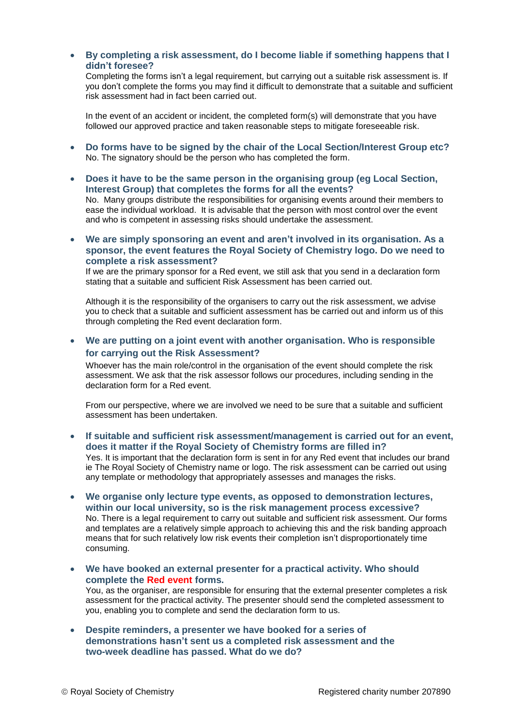- **By completing a risk assessment, do I become liable if something happens that I didn't foresee?**
  Completing the forms isn't a legal requirement, but carrying out a suitable risk assessment is. If you don't complete the forms you may find it difficult to demonstrate that a suitable and sufficient risk assessment had in fact been carried out.

  In the event of an accident or incident, the completed form(s) will demonstrate that you have followed our approved practice and taken reasonable steps to mitigate foreseeable risk.

- **Do forms have to be signed by the chair of the Local Section/Interest Group etc?**
  No. The signatory should be the person who has completed the form.

- **Does it have to be the same person in the organising group (eg Local Section, Interest Group) that completes the forms for all the events?**
  No. Many groups distribute the responsibilities for organising events around their members to ease the individual workload. It is advisable that the person with most control over the event and who is competent in assessing risks should undertake the assessment.

- **We are simply sponsoring an event and aren't involved in its organisation. As a sponsor, the event features the Royal Society of Chemistry logo. Do we need to complete a risk assessment?**
  If we are the primary sponsor for a Red event, we still ask that you send in a declaration form stating that a suitable and sufficient Risk Assessment has been carried out.

  Although it is the responsibility of the organisers to carry out the risk assessment, we advise you to check that a suitable and sufficient assessment has be carried out and inform us of this through completing the Red event declaration form.

- **We are putting on a joint event with another organisation. Who is responsible for carrying out the Risk Assessment?**
  Whoever has the main role/control in the organisation of the event should complete the risk assessment. We ask that the risk assessor follows our procedures, including sending in the declaration form for a Red event.

  From our perspective, where we are involved we need to be sure that a suitable and sufficient assessment has been undertaken.

- **If suitable and sufficient risk assessment/management is carried out for an event, does it matter if the Royal Society of Chemistry forms are filled in?**
  Yes. It is important that the declaration form is sent in for any Red event that includes our brand ie The Royal Society of Chemistry name or logo. The risk assessment can be carried out using any template or methodology that appropriately assesses and manages the risks.

- **We organise only lecture type events, as opposed to demonstration lectures, within our local university, so is the risk management process excessive?**
  No. There is a legal requirement to carry out suitable and sufficient risk assessment. Our forms and templates are a relatively simple approach to achieving this and the risk banding approach means that for such relatively low risk events their completion isn't disproportionately time consuming.

- **We have booked an external presenter for a practical activity. Who should complete the Red event forms.**
  You, as the organiser, are responsible for ensuring that the external presenter completes a risk assessment for the practical activity. The presenter should send the completed assessment to you, enabling you to complete and send the declaration form to us.

- **Despite reminders, a presenter we have booked for a series of demonstrations hasn't sent us a completed risk assessment and the two-week deadline has passed. What do we do?**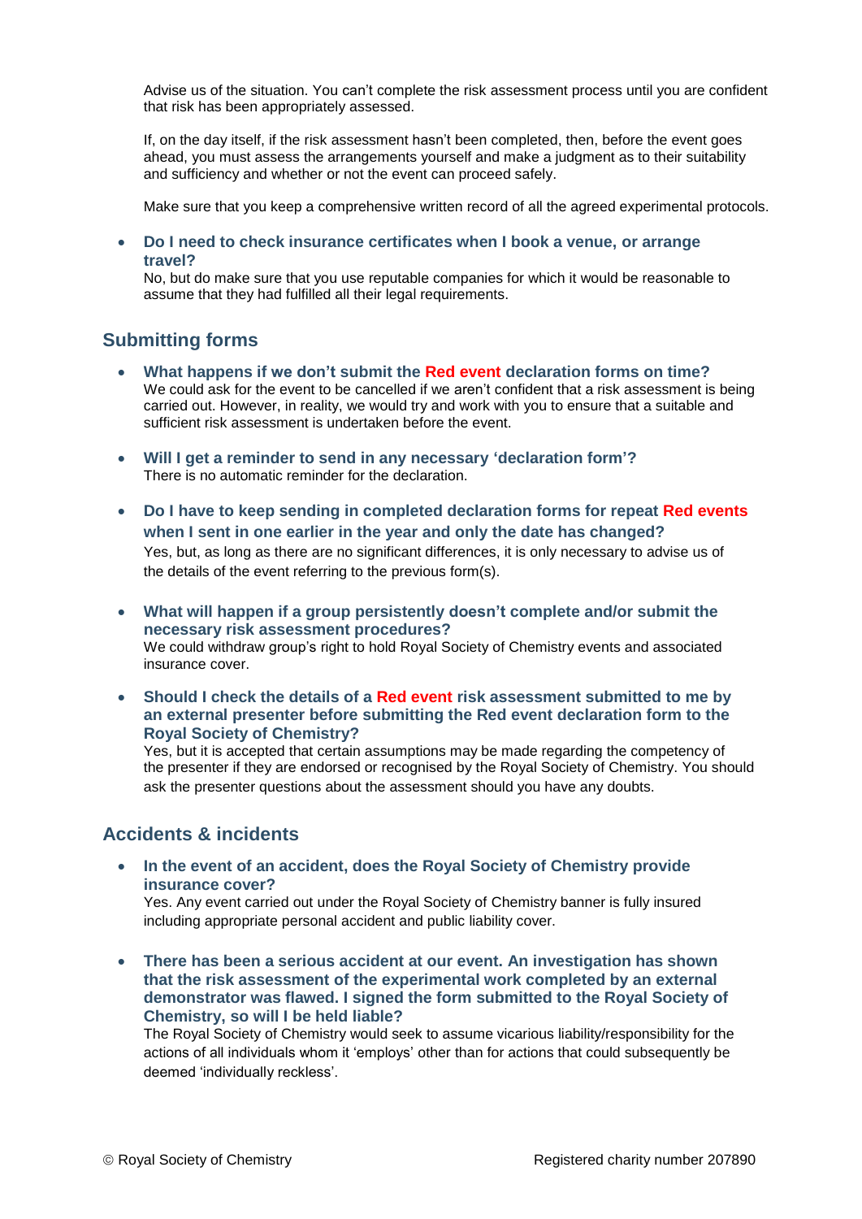Advise us of the situation. You can't complete the risk assessment process until you are confident that risk has been appropriately assessed.

If, on the day itself, if the risk assessment hasn't been completed, then, before the event goes ahead, you must assess the arrangements yourself and make a judgment as to their suitability and sufficiency and whether or not the event can proceed safely.

Make sure that you keep a comprehensive written record of all the agreed experimental protocols.

- **Do I need to check insurance certificates when I book a venue, or arrange travel?**
  No, but do make sure that you use reputable companies for which it would be reasonable to assume that they had fulfilled all their legal requirements.

## Submitting forms

- **What happens if we don't submit the Red event declaration forms on time?**
  We could ask for the event to be cancelled if we aren't confident that a risk assessment is being carried out. However, in reality, we would try and work with you to ensure that a suitable and sufficient risk assessment is undertaken before the event.

- **Will I get a reminder to send in any necessary 'declaration form'?**
  There is no automatic reminder for the declaration.

- **Do I have to keep sending in completed declaration forms for repeat Red events when I sent in one earlier in the year and only the date has changed?**
  Yes, but, as long as there are no significant differences, it is only necessary to advise us of the details of the event referring to the previous form(s).

- **What will happen if a group persistently doesn't complete and/or submit the necessary risk assessment procedures?**
  We could withdraw group's right to hold Royal Society of Chemistry events and associated insurance cover.

- **Should I check the details of a Red event risk assessment submitted to me by an external presenter before submitting the Red event declaration form to the Royal Society of Chemistry?**
  Yes, but it is accepted that certain assumptions may be made regarding the competency of the presenter if they are endorsed or recognised by the Royal Society of Chemistry. You should ask the presenter questions about the assessment should you have any doubts.

## Accidents & incidents

- **In the event of an accident, does the Royal Society of Chemistry provide insurance cover?**
  Yes. Any event carried out under the Royal Society of Chemistry banner is fully insured including appropriate personal accident and public liability cover.

- **There has been a serious accident at our event. An investigation has shown that the risk assessment of the experimental work completed by an external demonstrator was flawed. I signed the form submitted to the Royal Society of Chemistry, so will I be held liable?**
  The Royal Society of Chemistry would seek to assume vicarious liability/responsibility for the actions of all individuals whom it 'employs' other than for actions that could subsequently be deemed 'individually reckless'.